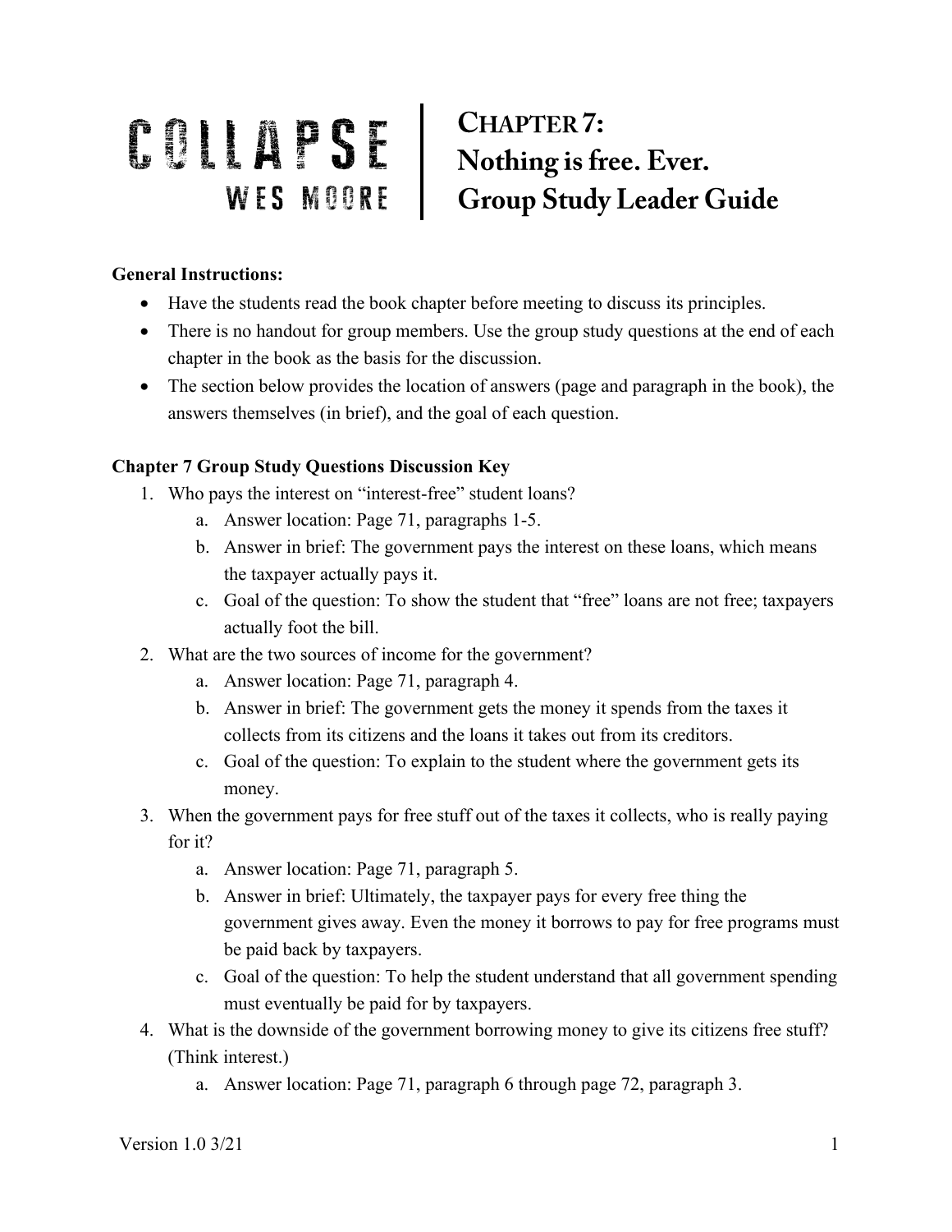# COLLAPSE

WES MOORE

## Chapter 7: Nothing is free. Ever. Group Study Leader Guide

**General Instructions:**

- Have the students read the book chapter before meeting to discuss its principles.
- There is no handout for group members. Use the group study questions at the end of each chapter in the book as the basis for the discussion.
- The section below provides the location of answers (page and paragraph in the book), the answers themselves (in brief), and the goal of each question.

**Chapter 7 Group Study Questions Discussion Key**

1. Who pays the interest on "interest-free" student loans?
    a. Answer location: Page 71, paragraphs 1-5.
    b. Answer in brief: The government pays the interest on these loans, which means the taxpayer actually pays it.
    c. Goal of the question: To show the student that "free" loans are not free; taxpayers actually foot the bill.
2. What are the two sources of income for the government?
    a. Answer location: Page 71, paragraph 4.
    b. Answer in brief: The government gets the money it spends from the taxes it collects from its citizens and the loans it takes out from its creditors.
    c. Goal of the question: To explain to the student where the government gets its money.
3. When the government pays for free stuff out of the taxes it collects, who is really paying for it?
    a. Answer location: Page 71, paragraph 5.
    b. Answer in brief: Ultimately, the taxpayer pays for every free thing the government gives away. Even the money it borrows to pay for free programs must be paid back by taxpayers.
    c. Goal of the question: To help the student understand that all government spending must eventually be paid for by taxpayers.
4. What is the downside of the government borrowing money to give its citizens free stuff? (Think interest.)
    a. Answer location: Page 71, paragraph 6 through page 72, paragraph 3.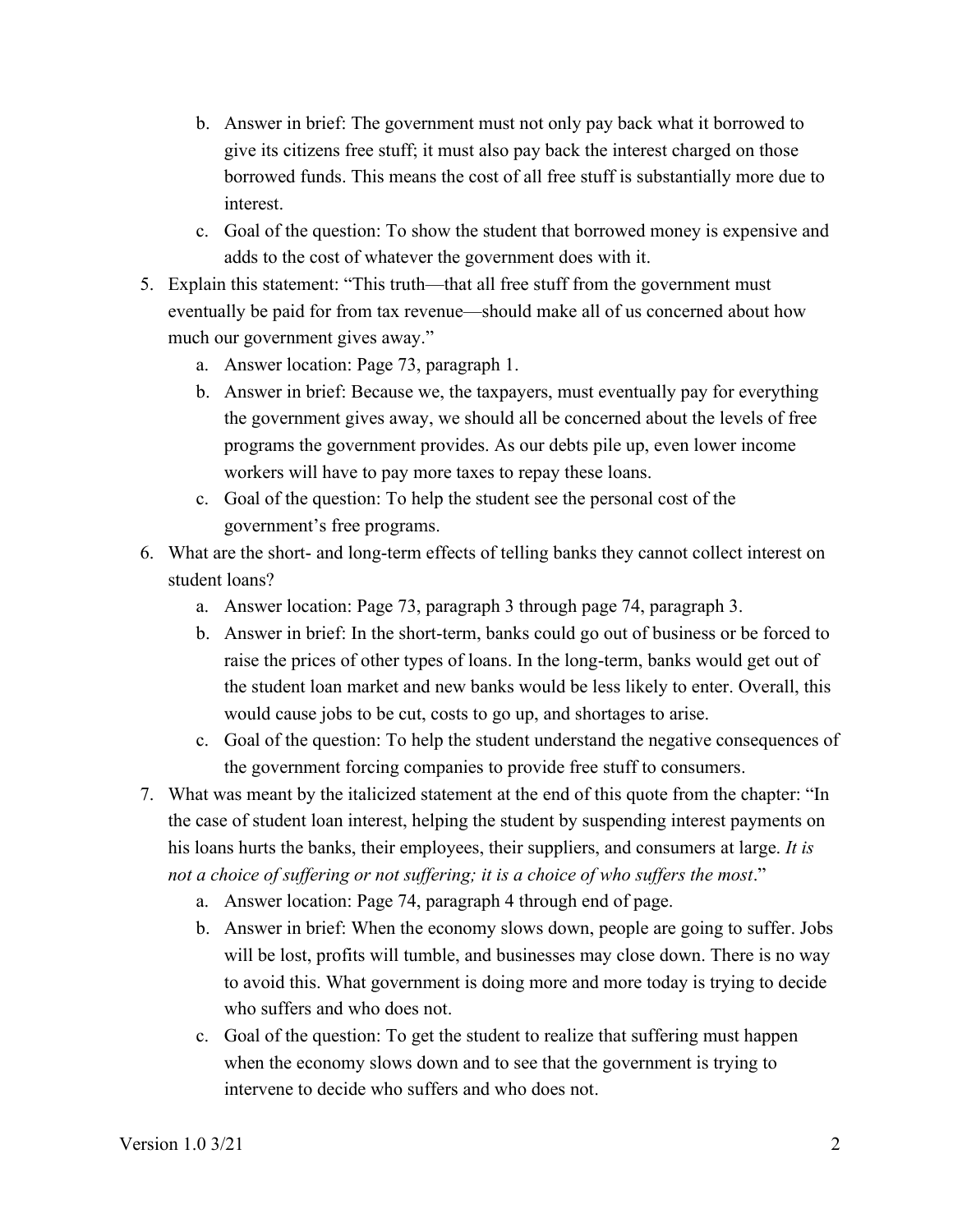b. Answer in brief: The government must not only pay back what it borrowed to give its citizens free stuff; it must also pay back the interest charged on those borrowed funds. This means the cost of all free stuff is substantially more due to interest.
   c. Goal of the question: To show the student that borrowed money is expensive and adds to the cost of whatever the government does with it.

5. Explain this statement: "This truth—that all free stuff from the government must eventually be paid for from tax revenue—should make all of us concerned about how much our government gives away."
   a. Answer location: Page 73, paragraph 1.
   b. Answer in brief: Because we, the taxpayers, must eventually pay for everything the government gives away, we should all be concerned about the levels of free programs the government provides. As our debts pile up, even lower income workers will have to pay more taxes to repay these loans.
   c. Goal of the question: To help the student see the personal cost of the government's free programs.

6. What are the short- and long-term effects of telling banks they cannot collect interest on student loans?
   a. Answer location: Page 73, paragraph 3 through page 74, paragraph 3.
   b. Answer in brief: In the short-term, banks could go out of business or be forced to raise the prices of other types of loans. In the long-term, banks would get out of the student loan market and new banks would be less likely to enter. Overall, this would cause jobs to be cut, costs to go up, and shortages to arise.
   c. Goal of the question: To help the student understand the negative consequences of the government forcing companies to provide free stuff to consumers.

7. What was meant by the italicized statement at the end of this quote from the chapter: "In the case of student loan interest, helping the student by suspending interest payments on his loans hurts the banks, their employees, their suppliers, and consumers at large. *It is not a choice of suffering or not suffering; it is a choice of who suffers the most*."
   a. Answer location: Page 74, paragraph 4 through end of page.
   b. Answer in brief: When the economy slows down, people are going to suffer. Jobs will be lost, profits will tumble, and businesses may close down. There is no way to avoid this. What government is doing more and more today is trying to decide who suffers and who does not.
   c. Goal of the question: To get the student to realize that suffering must happen when the economy slows down and to see that the government is trying to intervene to decide who suffers and who does not.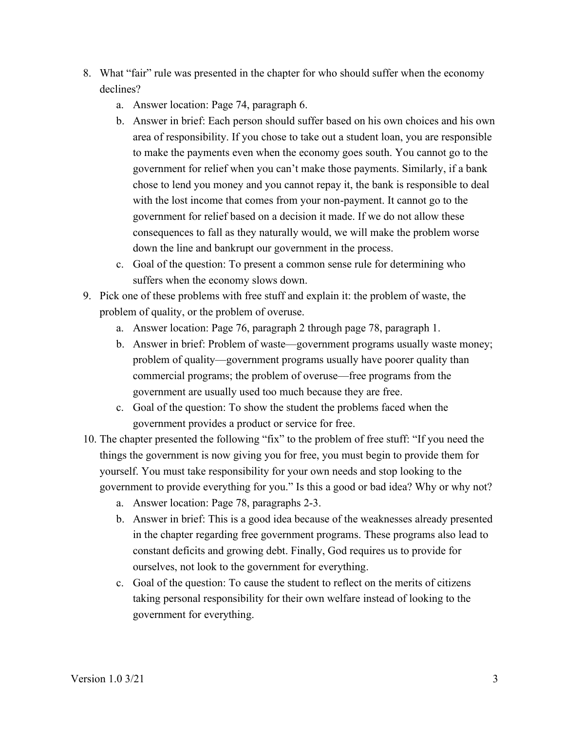8. What "fair" rule was presented in the chapter for who should suffer when the economy declines?
    a. Answer location: Page 74, paragraph 6.
    b. Answer in brief: Each person should suffer based on his own choices and his own area of responsibility. If you chose to take out a student loan, you are responsible to make the payments even when the economy goes south. You cannot go to the government for relief when you can't make those payments. Similarly, if a bank chose to lend you money and you cannot repay it, the bank is responsible to deal with the lost income that comes from your non-payment. It cannot go to the government for relief based on a decision it made. If we do not allow these consequences to fall as they naturally would, we will make the problem worse down the line and bankrupt our government in the process.
    c. Goal of the question: To present a common sense rule for determining who suffers when the economy slows down.
9. Pick one of these problems with free stuff and explain it: the problem of waste, the problem of quality, or the problem of overuse.
    a. Answer location: Page 76, paragraph 2 through page 78, paragraph 1.
    b. Answer in brief: Problem of waste—government programs usually waste money; problem of quality—government programs usually have poorer quality than commercial programs; the problem of overuse—free programs from the government are usually used too much because they are free.
    c. Goal of the question: To show the student the problems faced when the government provides a product or service for free.
10. The chapter presented the following "fix" to the problem of free stuff: "If you need the things the government is now giving you for free, you must begin to provide them for yourself. You must take responsibility for your own needs and stop looking to the government to provide everything for you." Is this a good or bad idea? Why or why not?
    a. Answer location: Page 78, paragraphs 2-3.
    b. Answer in brief: This is a good idea because of the weaknesses already presented in the chapter regarding free government programs. These programs also lead to constant deficits and growing debt. Finally, God requires us to provide for ourselves, not look to the government for everything.
    c. Goal of the question: To cause the student to reflect on the merits of citizens taking personal responsibility for their own welfare instead of looking to the government for everything.

Version 1.0 3/21